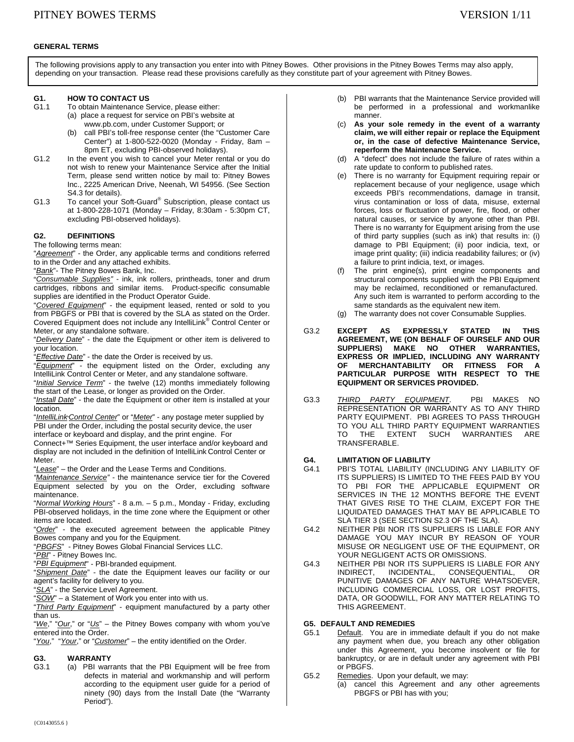**GENERAL TERMS**

The following provisions apply to any transaction you enter into with Pitney Bowes. Other provisions in the Pitney Bowes Terms may also apply, depending on your transaction. Please read these provisions carefully as they constitute part of your agreement with Pitney Bowes.

**G1. HOW TO CONTACT US**

G1.1 To obtain Maintenance Service, please either:

(a) place a request for service on PBI's website at www.pb.com, under Customer Support; or

(b) call PBI's toll-free response center (the "Customer Care Center") at 1-800-522-0020 (Monday - Friday, 8am – 8pm ET, excluding PBI-observed holidays).

G1.2 In the event you wish to cancel your Meter rental or you do not wish to renew your Maintenance Service after the Initial Term, please send written notice by mail to: Pitney Bowes Inc., 2225 American Drive, Neenah, WI 54956. (See Section S4.3 for details).

G1.3 To cancel your Soft-Guard® Subscription, please contact us at 1-800-228-1071 (Monday – Friday, 8:30am - 5:30pm CT, excluding PBI-observed holidays).

**G2. DEFINITIONS**

The following terms mean:

"*Agreement*" - the Order, any applicable terms and conditions referred to in the Order and any attached exhibits.

"*Bank*"- The Pitney Bowes Bank, Inc.

"*Consumable Supplies*" - ink, ink rollers, printheads, toner and drum cartridges, ribbons and similar items. Product-specific consumable supplies are identified in the Product Operator Guide.

"*Covered Equipment*" - the equipment leased, rented or sold to you from PBGFS or PBI that is covered by the SLA as stated on the Order. Covered Equipment does not include any IntelliLink® Control Center or Meter, or any standalone software.

"*Delivery Date*" - the date the Equipment or other item is delivered to your location.

"*Effective Date*" - the date the Order is received by us.

"*Equipment*" - the equipment listed on the Order, excluding any IntelliLink Control Center or Meter, and any standalone software.

"*Initial Service Term*" - the twelve (12) months immediately following the start of the Lease, or longer as provided on the Order.

"*Install Date*" - the date the Equipment or other item is installed at your location.

"*IntelliLink Control Center*" or "*Meter*" - any postage meter supplied by PBI under the Order, including the postal security device, the user interface or keyboard and display, and the print engine. For Connect+™ Series Equipment, the user interface and/or keyboard and display are not included in the definition of IntelliLink Control Center or Meter.

"*Lease*" – the Order and the Lease Terms and Conditions.

"*Maintenance Service*" - the maintenance service tier for the Covered Equipment selected by you on the Order, excluding software maintenance.

"*Normal Working Hours*" - 8 a.m. – 5 p.m., Monday - Friday, excluding PBI-observed holidays, in the time zone where the Equipment or other items are located.

"*Order*" - the executed agreement between the applicable Pitney Bowes company and you for the Equipment.

"*PBGFS*" - Pitney Bowes Global Financial Services LLC.

"*PBI*" - Pitney Bowes Inc.

"*PBI Equipment*" - PBI-branded equipment.

"*Shipment Date*" - the date the Equipment leaves our facility or our agent's facility for delivery to you.

"*SLA*" - the Service Level Agreement.

"*SOW*" – a Statement of Work you enter into with us.

"*Third Party Equipment*" - equipment manufactured by a party other than us.

"*We*," "*Our*," or "*Us*" – the Pitney Bowes company with whom you've entered into the Order.

"*You*," "*Your*," or "*Customer*" – the entity identified on the Order.

**G3. WARRANTY**

G3.1 (a) PBI warrants that the PBI Equipment will be free from defects in material and workmanship and will perform according to the equipment user guide for a period of ninety (90) days from the Install Date (the "Warranty Period").

(b) PBI warrants that the Maintenance Service provided will be performed in a professional and workmanlike manner.

(c) **As your sole remedy in the event of a warranty claim, we will either repair or replace the Equipment or, in the case of defective Maintenance Service, reperform the Maintenance Service.**

(d) A "defect" does not include the failure of rates within a rate update to conform to published rates.

(e) There is no warranty for Equipment requiring repair or replacement because of your negligence, usage which exceeds PBI's recommendations, damage in transit, virus contamination or loss of data, misuse, external forces, loss or fluctuation of power, fire, flood, or other natural causes, or service by anyone other than PBI. There is no warranty for Equipment arising from the use of third party supplies (such as ink) that results in: (i) damage to PBI Equipment; (ii) poor indicia, text, or image print quality; (iii) indicia readability failures; or (iv) a failure to print indicia, text, or images.

(f) The print engine(s), print engine components and structural components supplied with the PBI Equipment may be reclaimed, reconditioned or remanufactured. Any such item is warranted to perform according to the same standards as the equivalent new item.

(g) The warranty does not cover Consumable Supplies.

G3.2 **EXCEPT AS EXPRESSLY STATED IN THIS AGREEMENT, WE (ON BEHALF OF OURSELF AND OUR SUPPLIERS) MAKE NO OTHER WARRANTIES, EXPRESS OR IMPLIED, INCLUDING ANY WARRANTY OF MERCHANTABILITY OR FITNESS FOR A PARTICULAR PURPOSE WITH RESPECT TO THE EQUIPMENT OR SERVICES PROVIDED.**

G3.3 *THIRD PARTY EQUIPMENT*. PBI MAKES NO REPRESENTATION OR WARRANTY AS TO ANY THIRD PARTY EQUIPMENT. PBI AGREES TO PASS THROUGH TO YOU ALL THIRD PARTY EQUIPMENT WARRANTIES TO THE EXTENT SUCH WARRANTIES ARE TRANSFERABLE.

**G4. LIMITATION OF LIABILITY**

G4.1 PBI'S TOTAL LIABILITY (INCLUDING ANY LIABILITY OF ITS SUPPLIERS) IS LIMITED TO THE FEES PAID BY YOU TO PBI FOR THE APPLICABLE EQUIPMENT OR SERVICES IN THE 12 MONTHS BEFORE THE EVENT THAT GIVES RISE TO THE CLAIM, EXCEPT FOR THE LIQUIDATED DAMAGES THAT MAY BE APPLICABLE TO SLA TIER 3 (SEE SECTION S2.3 OF THE SLA).

G4.2 NEITHER PBI NOR ITS SUPPLIERS IS LIABLE FOR ANY DAMAGE YOU MAY INCUR BY REASON OF YOUR MISUSE OR NEGLIGENT USE OF THE EQUIPMENT, OR YOUR NEGLIGENT ACTS OR OMISSIONS.

G4.3 NEITHER PBI NOR ITS SUPPLIERS IS LIABLE FOR ANY INDIRECT, INCIDENTAL, CONSEQUENTIAL, OR PUNITIVE DAMAGES OF ANY NATURE WHATSOEVER, INCLUDING COMMERCIAL LOSS, OR LOST PROFITS, DATA, OR GOODWILL, FOR ANY MATTER RELATING TO THIS AGREEMENT.

**G5. DEFAULT AND REMEDIES**

G5.1 Default. You are in immediate default if you do not make any payment when due, you breach any other obligation under this Agreement, you become insolvent or file for bankruptcy, or are in default under any agreement with PBI or PBGFS.

G5.2 Remedies. Upon your default, we may:

(a) cancel this Agreement and any other agreements PBGFS or PBI has with you;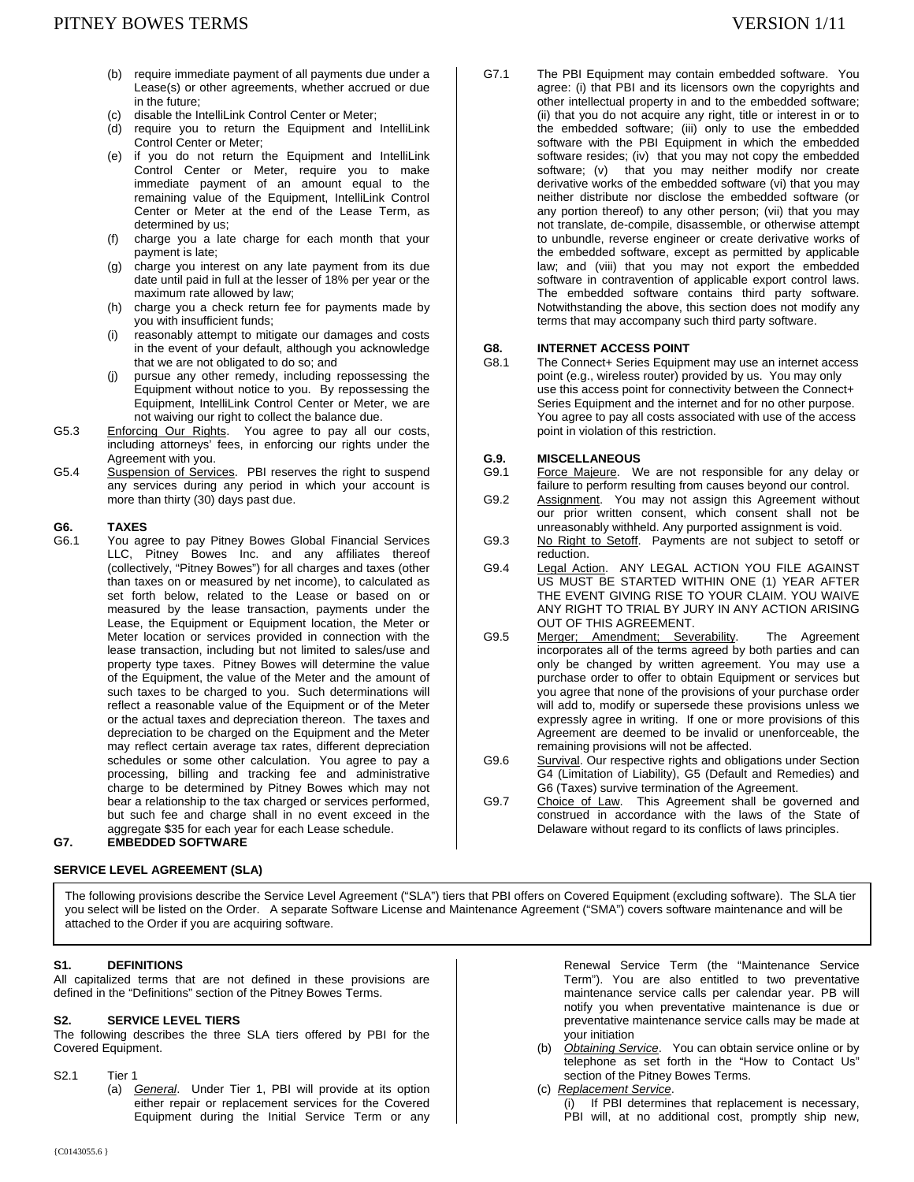(b) require immediate payment of all payments due under a Lease(s) or other agreements, whether accrued or due in the future;

(c) disable the IntelliLink Control Center or Meter;

(d) require you to return the Equipment and IntelliLink Control Center or Meter;

(e) if you do not return the Equipment and IntelliLink Control Center or Meter, require you to make immediate payment of an amount equal to the remaining value of the Equipment, IntelliLink Control Center or Meter at the end of the Lease Term, as determined by us;

(f) charge you a late charge for each month that your payment is late;

(g) charge you interest on any late payment from its due date until paid in full at the lesser of 18% per year or the maximum rate allowed by law;

(h) charge you a check return fee for payments made by you with insufficient funds;

(i) reasonably attempt to mitigate our damages and costs in the event of your default, although you acknowledge that we are not obligated to do so; and

(j) pursue any other remedy, including repossessing the Equipment without notice to you. By repossessing the Equipment, IntelliLink Control Center or Meter, we are not waiving our right to collect the balance due.

G5.3 Enforcing Our Rights. You agree to pay all our costs, including attorneys' fees, in enforcing our rights under the Agreement with you.

G5.4 Suspension of Services. PBI reserves the right to suspend any services during any period in which your account is more than thirty (30) days past due.

**G6. TAXES**

G6.1 You agree to pay Pitney Bowes Global Financial Services LLC, Pitney Bowes Inc. and any affiliates thereof (collectively, "Pitney Bowes") for all charges and taxes (other than taxes on or measured by net income), to calculated as set forth below, related to the Lease or based on or measured by the lease transaction, payments under the Lease, the Equipment or Equipment location, the Meter or Meter location or services provided in connection with the lease transaction, including but not limited to sales/use and property type taxes. Pitney Bowes will determine the value of the Equipment, the value of the Meter and the amount of such taxes to be charged to you. Such determinations will reflect a reasonable value of the Equipment or of the Meter or the actual taxes and depreciation thereon. The taxes and depreciation to be charged on the Equipment and the Meter may reflect certain average tax rates, different depreciation schedules or some other calculation. You agree to pay a processing, billing and tracking fee and administrative charge to be determined by Pitney Bowes which may not bear a relationship to the tax charged or services performed, but such fee and charge shall in no event exceed in the aggregate $35 for each year for each Lease schedule.

**G7. EMBEDDED SOFTWARE**

G7.1 The PBI Equipment may contain embedded software. You agree: (i) that PBI and its licensors own the copyrights and other intellectual property in and to the embedded software; (ii) that you do not acquire any right, title or interest in or to the embedded software; (iii) only to use the embedded software with the PBI Equipment in which the embedded software resides; (iv) that you may not copy the embedded software; (v) that you may neither modify nor create derivative works of the embedded software (vi) that you may neither distribute nor disclose the embedded software (or any portion thereof) to any other person; (vii) that you may not translate, de-compile, disassemble, or otherwise attempt to unbundle, reverse engineer or create derivative works of the embedded software, except as permitted by applicable law; and (viii) that you may not export the embedded software in contravention of applicable export control laws. The embedded software contains third party software. Notwithstanding the above, this section does not modify any terms that may accompany such third party software.

**G8. INTERNET ACCESS POINT**

G8.1 The Connect+ Series Equipment may use an internet access point (e.g., wireless router) provided by us. You may only use this access point for connectivity between the Connect+ Series Equipment and the internet and for no other purpose. You agree to pay all costs associated with use of the access point in violation of this restriction.

**G.9. MISCELLANEOUS**

G9.1 Force Majeure. We are not responsible for any delay or failure to perform resulting from causes beyond our control.

G9.2 Assignment. You may not assign this Agreement without our prior written consent, which consent shall not be unreasonably withheld. Any purported assignment is void.

G9.3 No Right to Setoff. Payments are not subject to setoff or reduction.

G9.4 Legal Action. ANY LEGAL ACTION YOU FILE AGAINST US MUST BE STARTED WITHIN ONE (1) YEAR AFTER THE EVENT GIVING RISE TO YOUR CLAIM. YOU WAIVE ANY RIGHT TO TRIAL BY JURY IN ANY ACTION ARISING OUT OF THIS AGREEMENT.

G9.5 Merger; Amendment; Severability. The Agreement incorporates all of the terms agreed by both parties and can only be changed by written agreement. You may use a purchase order to offer to obtain Equipment or services but you agree that none of the provisions of your purchase order will add to, modify or supersede these provisions unless we expressly agree in writing. If one or more provisions of this Agreement are deemed to be invalid or unenforceable, the remaining provisions will not be affected.

G9.6 Survival. Our respective rights and obligations under Section G4 (Limitation of Liability), G5 (Default and Remedies) and G6 (Taxes) survive termination of the Agreement.

G9.7 Choice of Law. This Agreement shall be governed and construed in accordance with the laws of the State of Delaware without regard to its conflicts of laws principles.

## SERVICE LEVEL AGREEMENT (SLA)

The following provisions describe the Service Level Agreement ("SLA") tiers that PBI offers on Covered Equipment (excluding software). The SLA tier you select will be listed on the Order. A separate Software License and Maintenance Agreement ("SMA") covers software maintenance and will be attached to the Order if you are acquiring software.

**S1. DEFINITIONS**

All capitalized terms that are not defined in these provisions are defined in the "Definitions" section of the Pitney Bowes Terms.

**S2. SERVICE LEVEL TIERS**

The following describes the three SLA tiers offered by PBI for the Covered Equipment.

S2.1 Tier 1

(a) *General*. Under Tier 1, PBI will provide at its option either repair or replacement services for the Covered Equipment during the Initial Service Term or any Renewal Service Term (the "Maintenance Service Term"). You are also entitled to two preventative maintenance service calls per calendar year. PB will notify you when preventative maintenance is due or preventative maintenance service calls may be made at your initiation

(b) *Obtaining Service*. You can obtain service online or by telephone as set forth in the "How to Contact Us" section of the Pitney Bowes Terms.

(c) *Replacement Service*.

(i) If PBI determines that replacement is necessary, PBI will, at no additional cost, promptly ship new,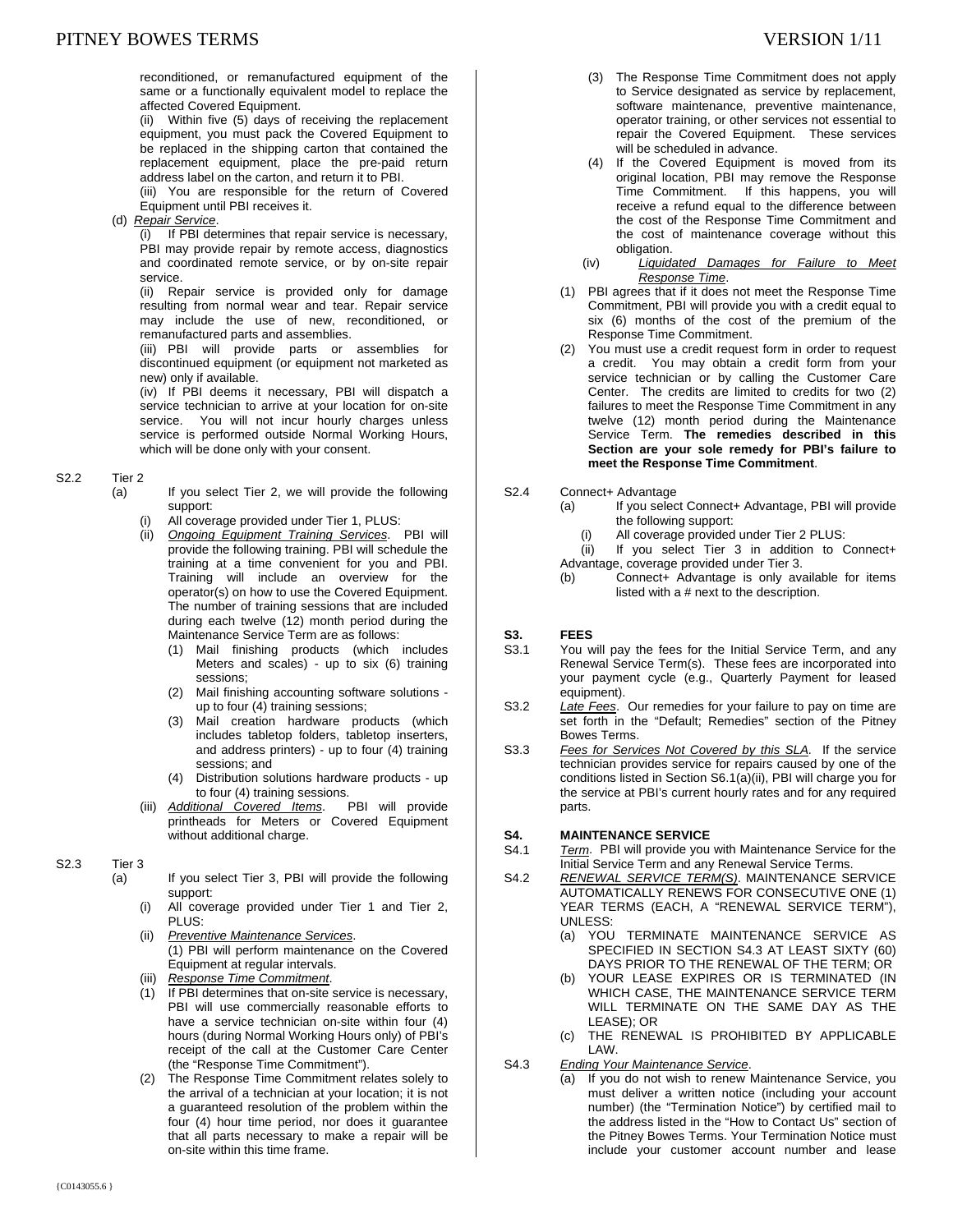reconditioned, or remanufactured equipment of the same or a functionally equivalent model to replace the affected Covered Equipment.

(ii) Within five (5) days of receiving the replacement equipment, you must pack the Covered Equipment to be replaced in the shipping carton that contained the replacement equipment, place the pre-paid return address label on the carton, and return it to PBI.

(iii) You are responsible for the return of Covered Equipment until PBI receives it.

(d) *Repair Service*.

(i) If PBI determines that repair service is necessary, PBI may provide repair by remote access, diagnostics and coordinated remote service, or by on-site repair service.

(ii) Repair service is provided only for damage resulting from normal wear and tear. Repair service may include the use of new, reconditioned, or remanufactured parts and assemblies.

(iii) PBI will provide parts or assemblies for discontinued equipment (or equipment not marketed as new) only if available.

(iv) If PBI deems it necessary, PBI will dispatch a service technician to arrive at your location for on-site service. You will not incur hourly charges unless service is performed outside Normal Working Hours, which will be done only with your consent.

S2.2 Tier 2

(a) If you select Tier 2, we will provide the following support:

(i) All coverage provided under Tier 1, PLUS:

(ii) *Ongoing Equipment Training Services*. PBI will provide the following training. PBI will schedule the training at a time convenient for you and PBI. Training will include an overview for the operator(s) on how to use the Covered Equipment. The number of training sessions that are included during each twelve (12) month period during the Maintenance Service Term are as follows:

(1) Mail finishing products (which includes Meters and scales) - up to six (6) training sessions;

(2) Mail finishing accounting software solutions - up to four (4) training sessions;

(3) Mail creation hardware products (which includes tabletop folders, tabletop inserters, and address printers) - up to four (4) training sessions; and

(4) Distribution solutions hardware products - up to four (4) training sessions.

(iii) *Additional Covered Items*. PBI will provide printheads for Meters or Covered Equipment without additional charge.

S2.3 Tier 3

(a) If you select Tier 3, PBI will provide the following support:

(i) All coverage provided under Tier 1 and Tier 2, PLUS:

(ii) *Preventive Maintenance Services*.

(1) PBI will perform maintenance on the Covered Equipment at regular intervals.

(iii) *Response Time Commitment*.

(1) If PBI determines that on-site service is necessary, PBI will use commercially reasonable efforts to have a service technician on-site within four (4) hours (during Normal Working Hours only) of PBI's receipt of the call at the Customer Care Center (the "Response Time Commitment").

(2) The Response Time Commitment relates solely to the arrival of a technician at your location; it is not a guaranteed resolution of the problem within the four (4) hour time period, nor does it guarantee that all parts necessary to make a repair will be on-site within this time frame.

(3) The Response Time Commitment does not apply to Service designated as service by replacement, software maintenance, preventive maintenance, operator training, or other services not essential to repair the Covered Equipment. These services will be scheduled in advance.

(4) If the Covered Equipment is moved from its original location, PBI may remove the Response Time Commitment. If this happens, you will receive a refund equal to the difference between the cost of the Response Time Commitment and the cost of maintenance coverage without this obligation.

(iv) *Liquidated Damages for Failure to Meet Response Time*.

(1) PBI agrees that if it does not meet the Response Time Commitment, PBI will provide you with a credit equal to six (6) months of the cost of the premium of the Response Time Commitment.

(2) You must use a credit request form in order to request a credit. You may obtain a credit form from your service technician or by calling the Customer Care Center. The credits are limited to credits for two (2) failures to meet the Response Time Commitment in any twelve (12) month period during the Maintenance Service Term. **The remedies described in this Section are your sole remedy for PBI's failure to meet the Response Time Commitment**.

S2.4 Connect+ Advantage

(a) If you select Connect+ Advantage, PBI will provide the following support:

(i) All coverage provided under Tier 2 PLUS:

(ii) If you select Tier 3 in addition to Connect+ Advantage, coverage provided under Tier 3.

(b) Connect+ Advantage is only available for items listed with a # next to the description.

## S3. FEES

S3.1 You will pay the fees for the Initial Service Term, and any Renewal Service Term(s). These fees are incorporated into your payment cycle (e.g., Quarterly Payment for leased equipment).

S3.2 *Late Fees*. Our remedies for your failure to pay on time are set forth in the "Default; Remedies" section of the Pitney Bowes Terms.

S3.3 *Fees for Services Not Covered by this SLA*. If the service technician provides service for repairs caused by one of the conditions listed in Section S6.1(a)(ii), PBI will charge you for the service at PBI's current hourly rates and for any required parts.

## S4. MAINTENANCE SERVICE

S4.1 *Term*. PBI will provide you with Maintenance Service for the Initial Service Term and any Renewal Service Terms.

S4.2 *RENEWAL SERVICE TERM(S)*. MAINTENANCE SERVICE AUTOMATICALLY RENEWS FOR CONSECUTIVE ONE (1) YEAR TERMS (EACH, A "RENEWAL SERVICE TERM"), UNLESS:

(a) YOU TERMINATE MAINTENANCE SERVICE AS SPECIFIED IN SECTION S4.3 AT LEAST SIXTY (60) DAYS PRIOR TO THE RENEWAL OF THE TERM; OR

(b) YOUR LEASE EXPIRES OR IS TERMINATED (IN WHICH CASE, THE MAINTENANCE SERVICE TERM WILL TERMINATE ON THE SAME DAY AS THE LEASE); OR

(c) THE RENEWAL IS PROHIBITED BY APPLICABLE LAW.

S4.3 *Ending Your Maintenance Service*.

(a) If you do not wish to renew Maintenance Service, you must deliver a written notice (including your account number) (the "Termination Notice") by certified mail to the address listed in the "How to Contact Us" section of the Pitney Bowes Terms. Your Termination Notice must include your customer account number and lease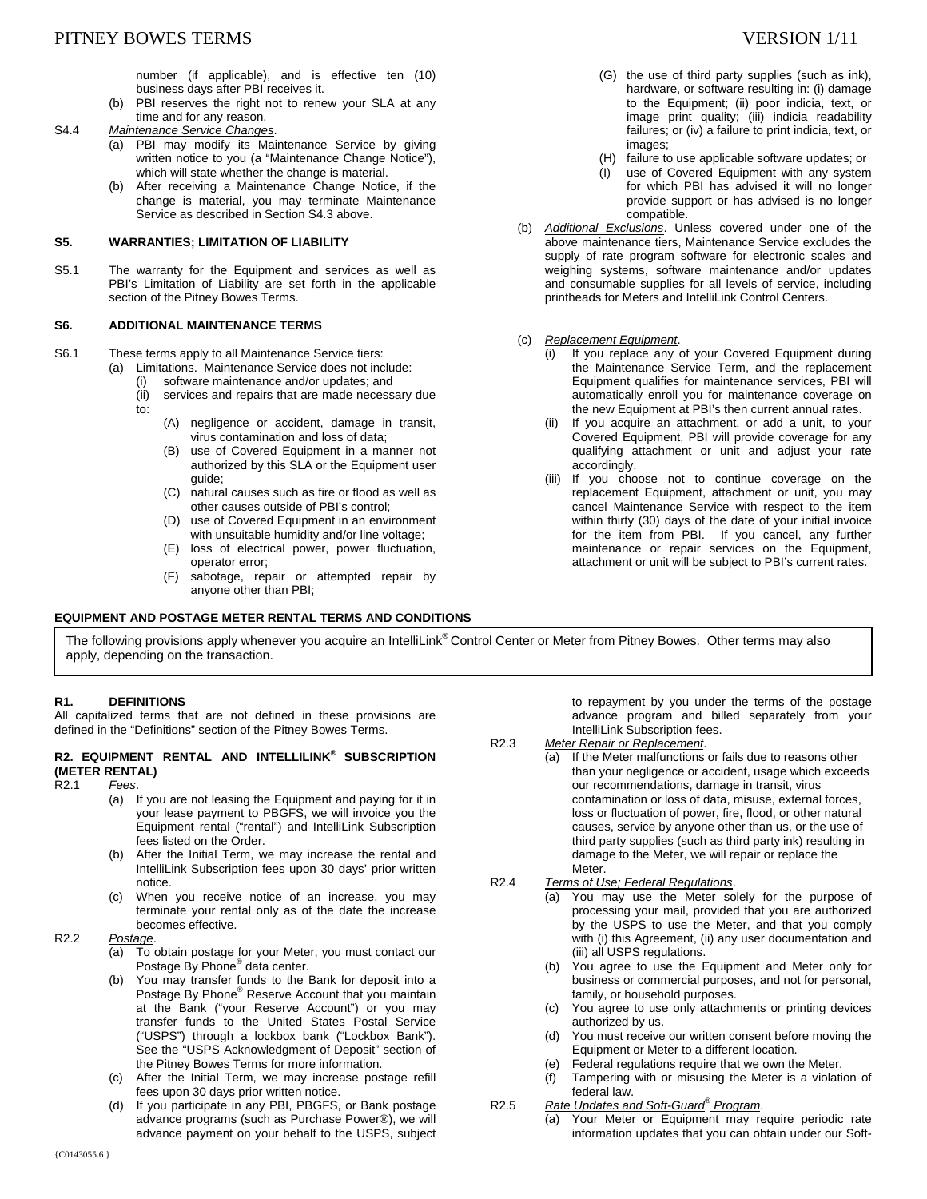number (if applicable), and is effective ten (10) business days after PBI receives it.

(b) PBI reserves the right not to renew your SLA at any time and for any reason.

S4.4 *Maintenance Service Changes*.

(a) PBI may modify its Maintenance Service by giving written notice to you (a "Maintenance Change Notice"), which will state whether the change is material.

(b) After receiving a Maintenance Change Notice, if the change is material, you may terminate Maintenance Service as described in Section S4.3 above.

**S5. WARRANTIES; LIMITATION OF LIABILITY**

S5.1 The warranty for the Equipment and services as well as PBI's Limitation of Liability are set forth in the applicable section of the Pitney Bowes Terms.

**S6. ADDITIONAL MAINTENANCE TERMS**

S6.1 These terms apply to all Maintenance Service tiers:

(a) Limitations. Maintenance Service does not include:

(i) software maintenance and/or updates; and

(ii) services and repairs that are made necessary due to:

(A) negligence or accident, damage in transit, virus contamination and loss of data;

(B) use of Covered Equipment in a manner not authorized by this SLA or the Equipment user guide;

(C) natural causes such as fire or flood as well as other causes outside of PBI's control;

(D) use of Covered Equipment in an environment with unsuitable humidity and/or line voltage;

(E) loss of electrical power, power fluctuation, operator error;

(F) sabotage, repair or attempted repair by anyone other than PBI;

(G) the use of third party supplies (such as ink), hardware, or software resulting in: (i) damage to the Equipment; (ii) poor indicia, text, or image print quality; (iii) indicia readability failures; or (iv) a failure to print indicia, text, or images;

(H) failure to use applicable software updates; or

(I) use of Covered Equipment with any system for which PBI has advised it will no longer provide support or has advised is no longer compatible.

(b) *Additional Exclusions*. Unless covered under one of the above maintenance tiers, Maintenance Service excludes the supply of rate program software for electronic scales and weighing systems, software maintenance and/or updates and consumable supplies for all levels of service, including printheads for Meters and IntelliLink Control Centers.

(c) *Replacement Equipment*.

(i) If you replace any of your Covered Equipment during the Maintenance Service Term, and the replacement Equipment qualifies for maintenance services, PBI will automatically enroll you for maintenance coverage on the new Equipment at PBI's then current annual rates.

(ii) If you acquire an attachment, or add a unit, to your Covered Equipment, PBI will provide coverage for any qualifying attachment or unit and adjust your rate accordingly.

(iii) If you choose not to continue coverage on the replacement Equipment, attachment or unit, you may cancel Maintenance Service with respect to the item within thirty (30) days of the date of your initial invoice for the item from PBI. If you cancel, any further maintenance or repair services on the Equipment, attachment or unit will be subject to PBI's current rates.

## EQUIPMENT AND POSTAGE METER RENTAL TERMS AND CONDITIONS

The following provisions apply whenever you acquire an IntelliLink® Control Center or Meter from Pitney Bowes. Other terms may also apply, depending on the transaction.

**R1. DEFINITIONS**

All capitalized terms that are not defined in these provisions are defined in the "Definitions" section of the Pitney Bowes Terms.

**R2. EQUIPMENT RENTAL AND INTELLILINK® SUBSCRIPTION (METER RENTAL)**

R2.1 *Fees*.

(a) If you are not leasing the Equipment and paying for it in your lease payment to PBGFS, we will invoice you the Equipment rental ("rental") and IntelliLink Subscription fees listed on the Order.

(b) After the Initial Term, we may increase the rental and IntelliLink Subscription fees upon 30 days' prior written notice.

(c) When you receive notice of an increase, you may terminate your rental only as of the date the increase becomes effective.

R2.2 *Postage*.

(a) To obtain postage for your Meter, you must contact our Postage By Phone® data center.

(b) You may transfer funds to the Bank for deposit into a Postage By Phone® Reserve Account that you maintain at the Bank ("your Reserve Account") or you may transfer funds to the United States Postal Service ("USPS") through a lockbox bank ("Lockbox Bank"). See the "USPS Acknowledgment of Deposit" section of the Pitney Bowes Terms for more information.

(c) After the Initial Term, we may increase postage refill fees upon 30 days prior written notice.

(d) If you participate in any PBI, PBGFS, or Bank postage advance programs (such as Purchase Power®), we will advance payment on your behalf to the USPS, subject to repayment by you under the terms of the postage advance program and billed separately from your IntelliLink Subscription fees.

R2.3 *Meter Repair or Replacement*.

(a) If the Meter malfunctions or fails due to reasons other than your negligence or accident, usage which exceeds our recommendations, damage in transit, virus contamination or loss of data, misuse, external forces, loss or fluctuation of power, fire, flood, or other natural causes, service by anyone other than us, or the use of third party supplies (such as third party ink) resulting in damage to the Meter, we will repair or replace the Meter.

R2.4 *Terms of Use; Federal Regulations*.

(a) You may use the Meter solely for the purpose of processing your mail, provided that you are authorized by the USPS to use the Meter, and that you comply with (i) this Agreement, (ii) any user documentation and (iii) all USPS regulations.

(b) You agree to use the Equipment and Meter only for business or commercial purposes, and not for personal, family, or household purposes.

(c) You agree to use only attachments or printing devices authorized by us.

(d) You must receive our written consent before moving the Equipment or Meter to a different location.

(e) Federal regulations require that we own the Meter.

(f) Tampering with or misusing the Meter is a violation of federal law.

R2.5 *Rate Updates and Soft-Guard® Program*.

(a) Your Meter or Equipment may require periodic rate information updates that you can obtain under our Soft-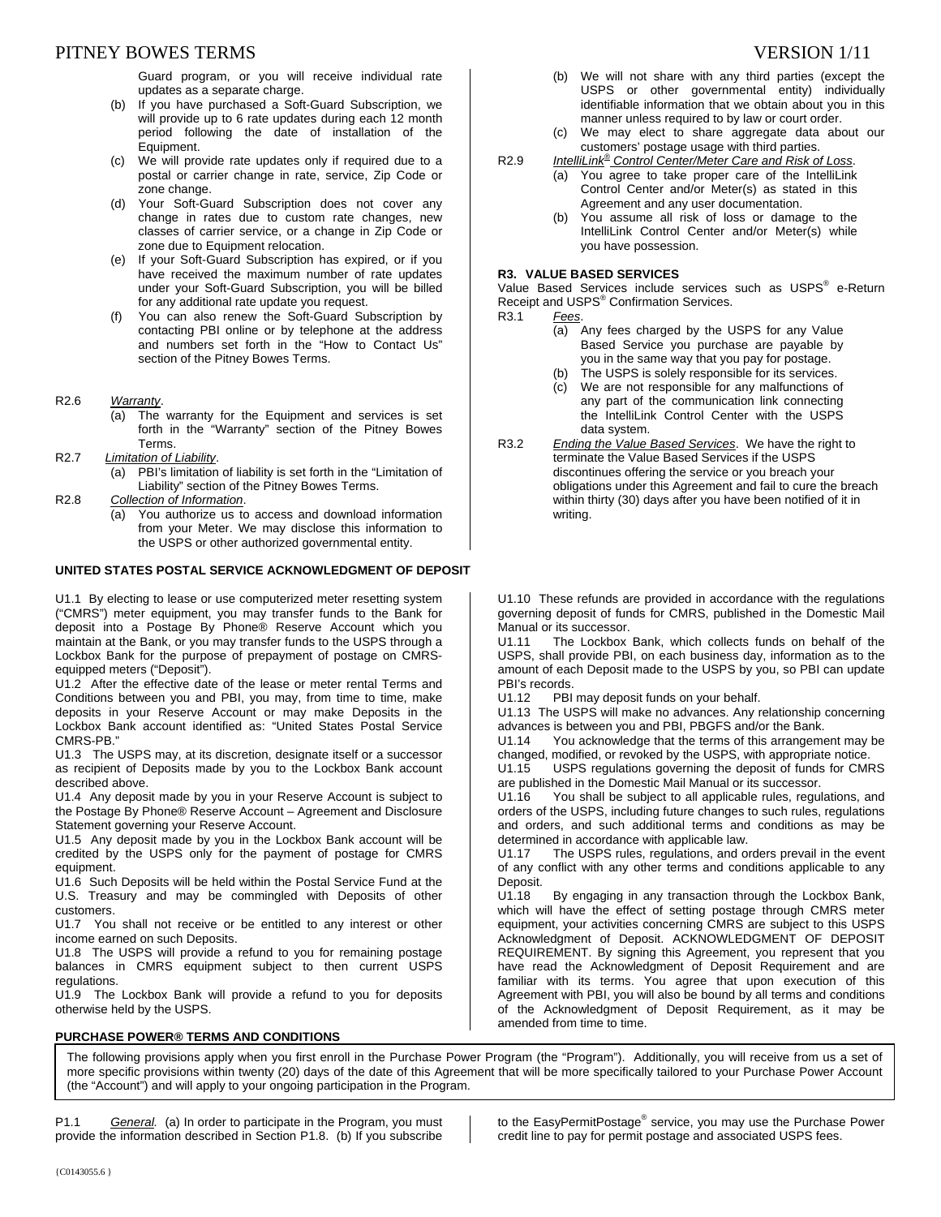Guard program, or you will receive individual rate updates as a separate charge.

(b) If you have purchased a Soft-Guard Subscription, we will provide up to 6 rate updates during each 12 month period following the date of installation of the Equipment.

(c) We will provide rate updates only if required due to a postal or carrier change in rate, service, Zip Code or zone change.

(d) Your Soft-Guard Subscription does not cover any change in rates due to custom rate changes, new classes of carrier service, or a change in Zip Code or zone due to Equipment relocation.

(e) If your Soft-Guard Subscription has expired, or if you have received the maximum number of rate updates under your Soft-Guard Subscription, you will be billed for any additional rate update you request.

(f) You can also renew the Soft-Guard Subscription by contacting PBI online or by telephone at the address and numbers set forth in the "How to Contact Us" section of the Pitney Bowes Terms.

R2.6 *Warranty*.

(a) The warranty for the Equipment and services is set forth in the "Warranty" section of the Pitney Bowes Terms.

R2.7 *Limitation of Liability*.

(a) PBI's limitation of liability is set forth in the "Limitation of Liability" section of the Pitney Bowes Terms.

R2.8 *Collection of Information*.

(a) You authorize us to access and download information from your Meter. We may disclose this information to the USPS or other authorized governmental entity.

(b) We will not share with any third parties (except the USPS or other governmental entity) individually identifiable information that we obtain about you in this manner unless required to by law or court order.

(c) We may elect to share aggregate data about our customers' postage usage with third parties.

R2.9 *IntelliLink® Control Center/Meter Care and Risk of Loss*.

(a) You agree to take proper care of the IntelliLink Control Center and/or Meter(s) as stated in this Agreement and any user documentation.

(b) You assume all risk of loss or damage to the IntelliLink Control Center and/or Meter(s) while you have possession.

**R3. VALUE BASED SERVICES**

Value Based Services include services such as USPS® e-Return Receipt and USPS® Confirmation Services.

R3.1 *Fees*.

(a) Any fees charged by the USPS for any Value Based Service you purchase are payable by you in the same way that you pay for postage.

(b) The USPS is solely responsible for its services.

(c) We are not responsible for any malfunctions of any part of the communication link connecting the IntelliLink Control Center with the USPS data system.

R3.2 *Ending the Value Based Services*. We have the right to terminate the Value Based Services if the USPS discontinues offering the service or you breach your obligations under this Agreement and fail to cure the breach within thirty (30) days after you have been notified of it in writing.

**UNITED STATES POSTAL SERVICE ACKNOWLEDGMENT OF DEPOSIT**

U1.1 By electing to lease or use computerized meter resetting system ("CMRS") meter equipment, you may transfer funds to the Bank for deposit into a Postage By Phone® Reserve Account which you maintain at the Bank, or you may transfer funds to the USPS through a Lockbox Bank for the purpose of prepayment of postage on CMRS-equipped meters ("Deposit").

U1.2 After the effective date of the lease or meter rental Terms and Conditions between you and PBI, you may, from time to time, make deposits in your Reserve Account or may make Deposits in the Lockbox Bank account identified as: "United States Postal Service CMRS-PB."

U1.3 The USPS may, at its discretion, designate itself or a successor as recipient of Deposits made by you to the Lockbox Bank account described above.

U1.4 Any deposit made by you in your Reserve Account is subject to the Postage By Phone® Reserve Account – Agreement and Disclosure Statement governing your Reserve Account.

U1.5 Any deposit made by you in the Lockbox Bank account will be credited by the USPS only for the payment of postage for CMRS equipment.

U1.6 Such Deposits will be held within the Postal Service Fund at the U.S. Treasury and may be commingled with Deposits of other customers.

U1.7 You shall not receive or be entitled to any interest or other income earned on such Deposits.

U1.8 The USPS will provide a refund to you for remaining postage balances in CMRS equipment subject to then current USPS regulations.

U1.9 The Lockbox Bank will provide a refund to you for deposits otherwise held by the USPS.

U1.10 These refunds are provided in accordance with the regulations governing deposit of funds for CMRS, published in the Domestic Mail Manual or its successor.

U1.11 The Lockbox Bank, which collects funds on behalf of the USPS, shall provide PBI, on each business day, information as to the amount of each Deposit made to the USPS by you, so PBI can update PBI's records.

U1.12 PBI may deposit funds on your behalf.

U1.13 The USPS will make no advances. Any relationship concerning advances is between you and PBI, PBGFS and/or the Bank.

U1.14 You acknowledge that the terms of this arrangement may be changed, modified, or revoked by the USPS, with appropriate notice.

U1.15 USPS regulations governing the deposit of funds for CMRS are published in the Domestic Mail Manual or its successor.

U1.16 You shall be subject to all applicable rules, regulations, and orders of the USPS, including future changes to such rules, regulations and orders, and such additional terms and conditions as may be determined in accordance with applicable law.

U1.17 The USPS rules, regulations, and orders prevail in the event of any conflict with any other terms and conditions applicable to any Deposit.

U1.18 By engaging in any transaction through the Lockbox Bank, which will have the effect of setting postage through CMRS meter equipment, your activities concerning CMRS are subject to this USPS Acknowledgment of Deposit. ACKNOWLEDGMENT OF DEPOSIT REQUIREMENT. By signing this Agreement, you represent that you have read the Acknowledgment of Deposit Requirement and are familiar with its terms. You agree that upon execution of this Agreement with PBI, you will also be bound by all terms and conditions of the Acknowledgment of Deposit Requirement, as it may be amended from time to time.

**PURCHASE POWER® TERMS AND CONDITIONS**

The following provisions apply when you first enroll in the Purchase Power Program (the "Program"). Additionally, you will receive from us a set of more specific provisions within twenty (20) days of the date of this Agreement that will be more specifically tailored to your Purchase Power Account (the "Account") and will apply to your ongoing participation in the Program.

P1.1 *General.* (a) In order to participate in the Program, you must provide the information described in Section P1.8. (b) If you subscribe to the EasyPermitPostage® service, you may use the Purchase Power credit line to pay for permit postage and associated USPS fees.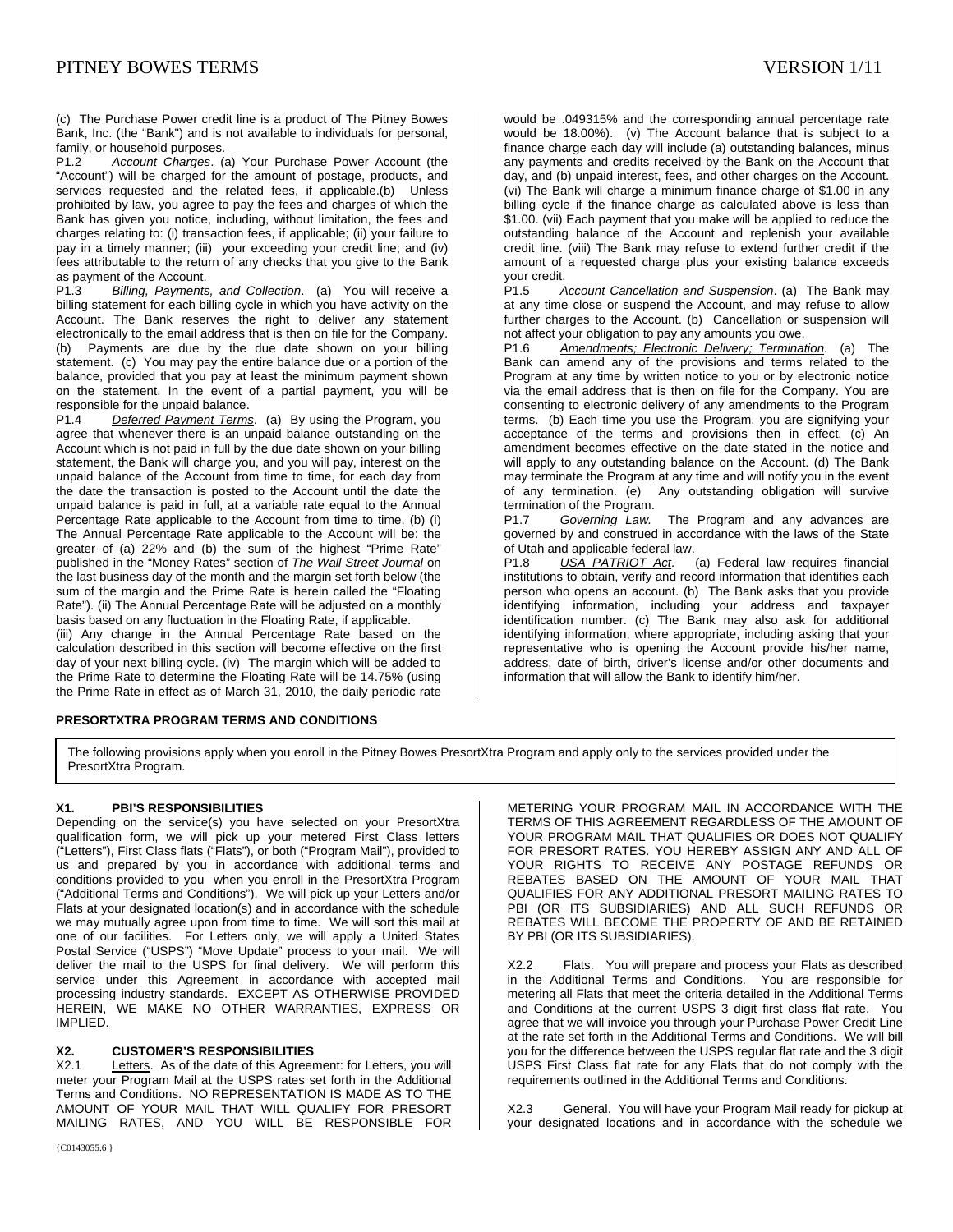(c) The Purchase Power credit line is a product of The Pitney Bowes Bank, Inc. (the "Bank") and is not available to individuals for personal, family, or household purposes.

P1.2 *Account Charges*. (a) Your Purchase Power Account (the "Account") will be charged for the amount of postage, products, and services requested and the related fees, if applicable.(b) Unless prohibited by law, you agree to pay the fees and charges of which the Bank has given you notice, including, without limitation, the fees and charges relating to: (i) transaction fees, if applicable; (ii) your failure to pay in a timely manner; (iii) your exceeding your credit line; and (iv) fees attributable to the return of any checks that you give to the Bank as payment of the Account.

P1.3 *Billing, Payments, and Collection*. (a) You will receive a billing statement for each billing cycle in which you have activity on the Account. The Bank reserves the right to deliver any statement electronically to the email address that is then on file for the Company. (b) Payments are due by the due date shown on your billing statement. (c) You may pay the entire balance due or a portion of the balance, provided that you pay at least the minimum payment shown on the statement. In the event of a partial payment, you will be responsible for the unpaid balance.

P1.4 *Deferred Payment Terms*. (a) By using the Program, you agree that whenever there is an unpaid balance outstanding on the Account which is not paid in full by the due date shown on your billing statement, the Bank will charge you, and you will pay, interest on the unpaid balance of the Account from time to time, for each day from the date the transaction is posted to the Account until the date the unpaid balance is paid in full, at a variable rate equal to the Annual Percentage Rate applicable to the Account from time to time. (b) (i) The Annual Percentage Rate applicable to the Account will be: the greater of (a) 22% and (b) the sum of the highest "Prime Rate" published in the "Money Rates" section of *The Wall Street Journal* on the last business day of the month and the margin set forth below (the sum of the margin and the Prime Rate is herein called the "Floating Rate"). (ii) The Annual Percentage Rate will be adjusted on a monthly basis based on any fluctuation in the Floating Rate, if applicable.
(iii) Any change in the Annual Percentage Rate based on the calculation described in this section will become effective on the first day of your next billing cycle. (iv) The margin which will be added to the Prime Rate to determine the Floating Rate will be 14.75% (using the Prime Rate in effect as of March 31, 2010, the daily periodic rate would be .049315% and the corresponding annual percentage rate would be 18.00%). (v) The Account balance that is subject to a finance charge each day will include (a) outstanding balances, minus any payments and credits received by the Bank on the Account that day, and (b) unpaid interest, fees, and other charges on the Account. (vi) The Bank will charge a minimum finance charge of $1.00 in any billing cycle if the finance charge as calculated above is less than $1.00. (vii) Each payment that you make will be applied to reduce the outstanding balance of the Account and replenish your available credit line. (viii) The Bank may refuse to extend further credit if the amount of a requested charge plus your existing balance exceeds your credit.

P1.5 *Account Cancellation and Suspension*. (a) The Bank may at any time close or suspend the Account, and may refuse to allow further charges to the Account. (b) Cancellation or suspension will not affect your obligation to pay any amounts you owe.

P1.6 *Amendments; Electronic Delivery; Termination*. (a) The Bank can amend any of the provisions and terms related to the Program at any time by written notice to you or by electronic notice via the email address that is then on file for the Company. You are consenting to electronic delivery of any amendments to the Program terms. (b) Each time you use the Program, you are signifying your acceptance of the terms and provisions then in effect. (c) An amendment becomes effective on the date stated in the notice and will apply to any outstanding balance on the Account. (d) The Bank may terminate the Program at any time and will notify you in the event of any termination. (e) Any outstanding obligation will survive termination of the Program.

P1.7 *Governing Law.* The Program and any advances are governed by and construed in accordance with the laws of the State of Utah and applicable federal law.

P1.8 *USA PATRIOT Act*. (a) Federal law requires financial institutions to obtain, verify and record information that identifies each person who opens an account. (b) The Bank asks that you provide identifying information, including your address and taxpayer identification number. (c) The Bank may also ask for additional identifying information, where appropriate, including asking that your representative who is opening the Account provide his/her name, address, date of birth, driver's license and/or other documents and information that will allow the Bank to identify him/her.

## PRESORTXTRA PROGRAM TERMS AND CONDITIONS

The following provisions apply when you enroll in the Pitney Bowes PresortXtra Program and apply only to the services provided under the PresortXtra Program.

### X1. PBI'S RESPONSIBILITIES

Depending on the service(s) you have selected on your PresortXtra qualification form, we will pick up your metered First Class letters ("Letters"), First Class flats ("Flats"), or both ("Program Mail"), provided to us and prepared by you in accordance with additional terms and conditions provided to you when you enroll in the PresortXtra Program ("Additional Terms and Conditions"). We will pick up your Letters and/or Flats at your designated location(s) and in accordance with the schedule we may mutually agree upon from time to time. We will sort this mail at one of our facilities. For Letters only, we will apply a United States Postal Service ("USPS") "Move Update" process to your mail. We will deliver the mail to the USPS for final delivery. We will perform this service under this Agreement in accordance with accepted mail processing industry standards. EXCEPT AS OTHERWISE PROVIDED HEREIN, WE MAKE NO OTHER WARRANTIES, EXPRESS OR IMPLIED.

### X2. CUSTOMER'S RESPONSIBILITIES

X2.1 Letters. As of the date of this Agreement: for Letters, you will meter your Program Mail at the USPS rates set forth in the Additional Terms and Conditions. NO REPRESENTATION IS MADE AS TO THE AMOUNT OF YOUR MAIL THAT WILL QUALIFY FOR PRESORT MAILING RATES, AND YOU WILL BE RESPONSIBLE FOR METERING YOUR PROGRAM MAIL IN ACCORDANCE WITH THE TERMS OF THIS AGREEMENT REGARDLESS OF THE AMOUNT OF YOUR PROGRAM MAIL THAT QUALIFIES OR DOES NOT QUALIFY FOR PRESORT RATES. YOU HEREBY ASSIGN ANY AND ALL OF YOUR RIGHTS TO RECEIVE ANY POSTAGE REFUNDS OR REBATES BASED ON THE AMOUNT OF YOUR MAIL THAT QUALIFIES FOR ANY ADDITIONAL PRESORT MAILING RATES TO PBI (OR ITS SUBSIDIARIES) AND ALL SUCH REFUNDS OR REBATES WILL BECOME THE PROPERTY OF AND BE RETAINED BY PBI (OR ITS SUBSIDIARIES).

X2.2 Flats. You will prepare and process your Flats as described in the Additional Terms and Conditions. You are responsible for metering all Flats that meet the criteria detailed in the Additional Terms and Conditions at the current USPS 3 digit first class flat rate. You agree that we will invoice you through your Purchase Power Credit Line at the rate set forth in the Additional Terms and Conditions. We will bill you for the difference between the USPS regular flat rate and the 3 digit USPS First Class flat rate for any Flats that do not comply with the requirements outlined in the Additional Terms and Conditions.

X2.3 General. You will have your Program Mail ready for pickup at your designated locations and in accordance with the schedule we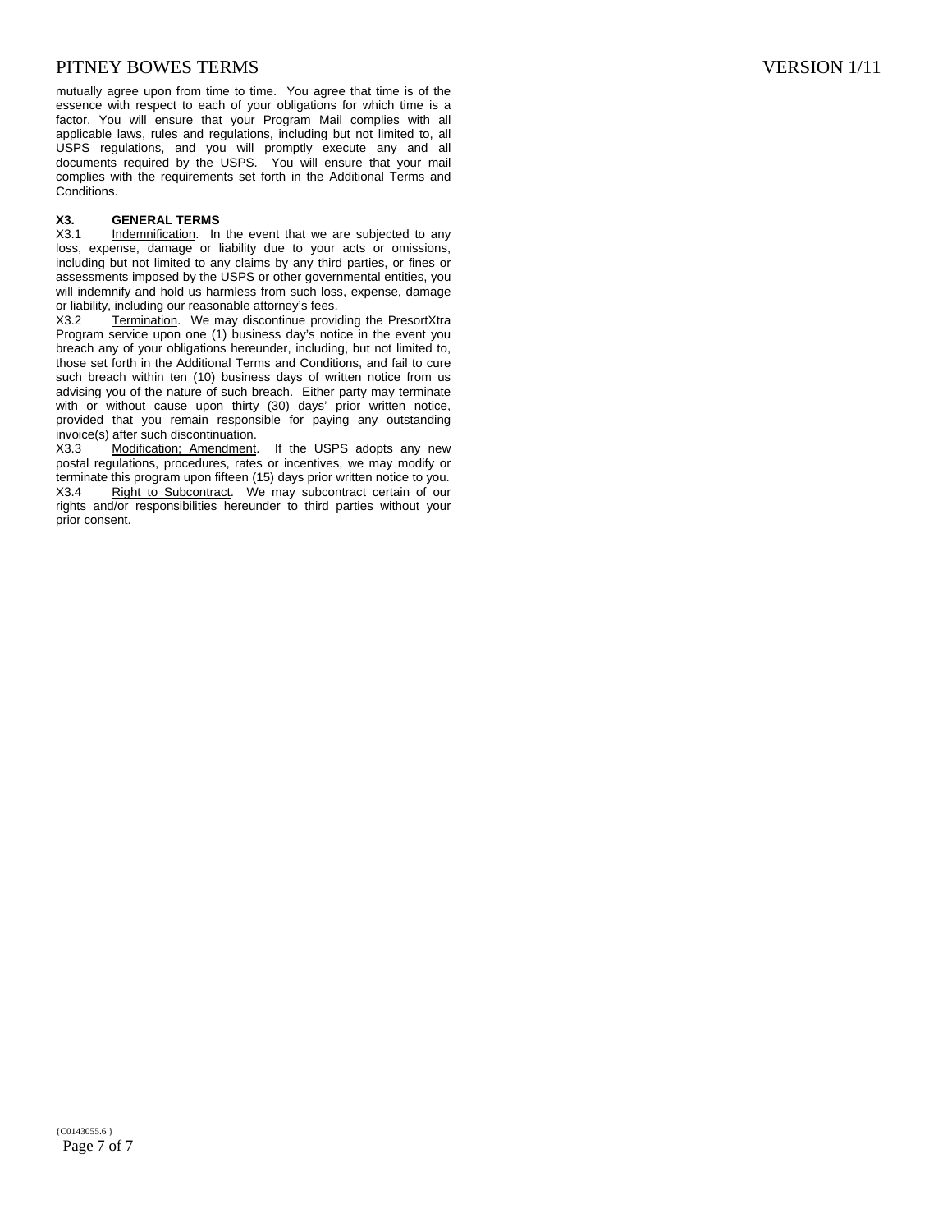mutually agree upon from time to time. You agree that time is of the essence with respect to each of your obligations for which time is a factor. You will ensure that your Program Mail complies with all applicable laws, rules and regulations, including but not limited to, all USPS regulations, and you will promptly execute any and all documents required by the USPS. You will ensure that your mail complies with the requirements set forth in the Additional Terms and Conditions.

### X3. GENERAL TERMS

X3.1 Indemnification. In the event that we are subjected to any loss, expense, damage or liability due to your acts or omissions, including but not limited to any claims by any third parties, or fines or assessments imposed by the USPS or other governmental entities, you will indemnify and hold us harmless from such loss, expense, damage or liability, including our reasonable attorney's fees.

X3.2 Termination. We may discontinue providing the PresortXtra Program service upon one (1) business day's notice in the event you breach any of your obligations hereunder, including, but not limited to, those set forth in the Additional Terms and Conditions, and fail to cure such breach within ten (10) business days of written notice from us advising you of the nature of such breach. Either party may terminate with or without cause upon thirty (30) days' prior written notice, provided that you remain responsible for paying any outstanding invoice(s) after such discontinuation.

X3.3 Modification; Amendment. If the USPS adopts any new postal regulations, procedures, rates or incentives, we may modify or terminate this program upon fifteen (15) days prior written notice to you.

X3.4 Right to Subcontract. We may subcontract certain of our rights and/or responsibilities hereunder to third parties without your prior consent.

{C0143055.6 }